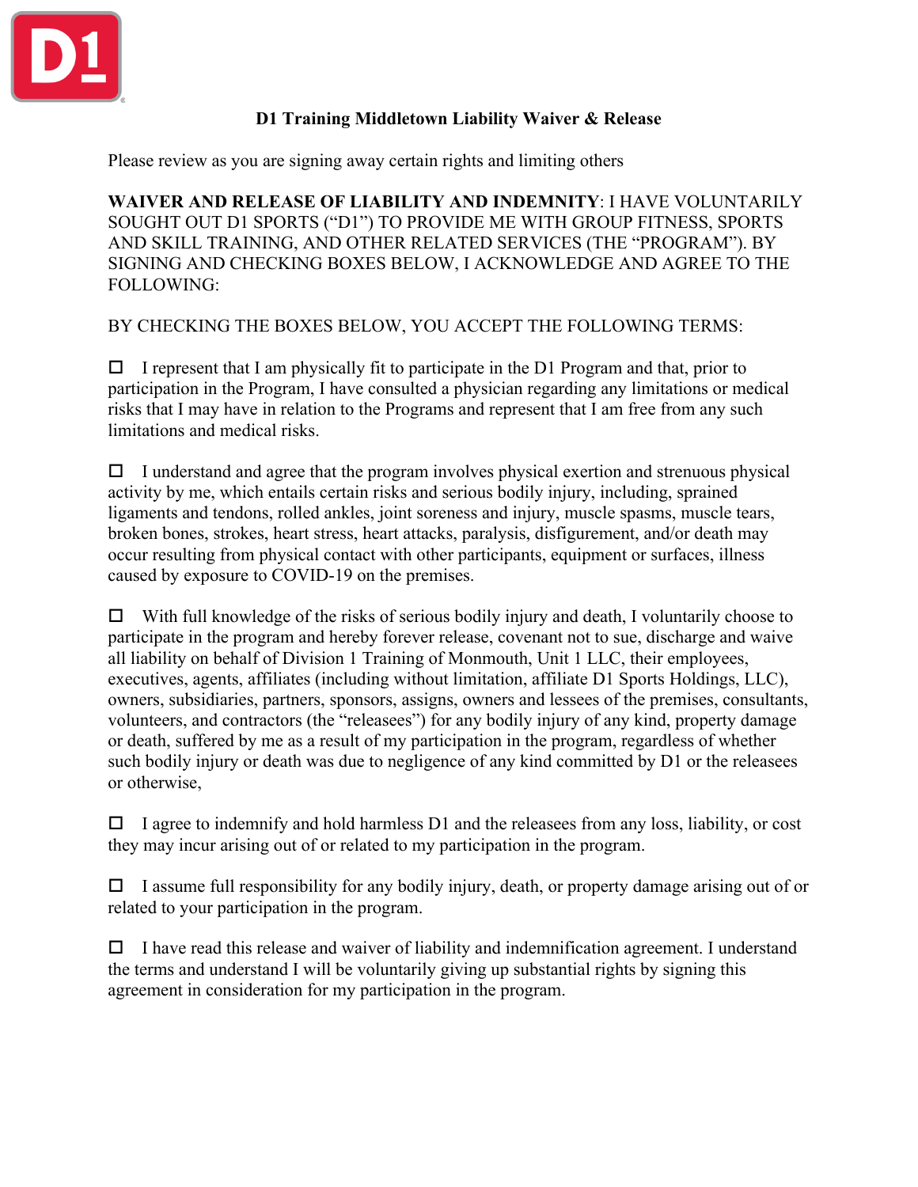# D1 Training Middletown Liability Waiver & Release

Please review as you are signing away certain rights and limiting others

**WAIVER AND RELEASE OF LIABILITY AND INDEMNITY**: I HAVE VOLUNTARILY SOUGHT OUT D1 SPORTS ("D1") TO PROVIDE ME WITH GROUP FITNESS, SPORTS AND SKILL TRAINING, AND OTHER RELATED SERVICES (THE "PROGRAM"). BY SIGNING AND CHECKING BOXES BELOW, I ACKNOWLEDGE AND AGREE TO THE FOLLOWING:

BY CHECKING THE BOXES BELOW, YOU ACCEPT THE FOLLOWING TERMS:

☐ I represent that I am physically fit to participate in the D1 Program and that, prior to participation in the Program, I have consulted a physician regarding any limitations or medical risks that I may have in relation to the Programs and represent that I am free from any such limitations and medical risks.

☐ I understand and agree that the program involves physical exertion and strenuous physical activity by me, which entails certain risks and serious bodily injury, including, sprained ligaments and tendons, rolled ankles, joint soreness and injury, muscle spasms, muscle tears, broken bones, strokes, heart stress, heart attacks, paralysis, disfigurement, and/or death may occur resulting from physical contact with other participants, equipment or surfaces, illness caused by exposure to COVID-19 on the premises.

☐ With full knowledge of the risks of serious bodily injury and death, I voluntarily choose to participate in the program and hereby forever release, covenant not to sue, discharge and waive all liability on behalf of Division 1 Training of Monmouth, Unit 1 LLC, their employees, executives, agents, affiliates (including without limitation, affiliate D1 Sports Holdings, LLC), owners, subsidiaries, partners, sponsors, assigns, owners and lessees of the premises, consultants, volunteers, and contractors (the "releasees") for any bodily injury of any kind, property damage or death, suffered by me as a result of my participation in the program, regardless of whether such bodily injury or death was due to negligence of any kind committed by D1 or the releasees or otherwise,

☐ I agree to indemnify and hold harmless D1 and the releasees from any loss, liability, or cost they may incur arising out of or related to my participation in the program.

☐ I assume full responsibility for any bodily injury, death, or property damage arising out of or related to your participation in the program.

☐ I have read this release and waiver of liability and indemnification agreement. I understand the terms and understand I will be voluntarily giving up substantial rights by signing this agreement in consideration for my participation in the program.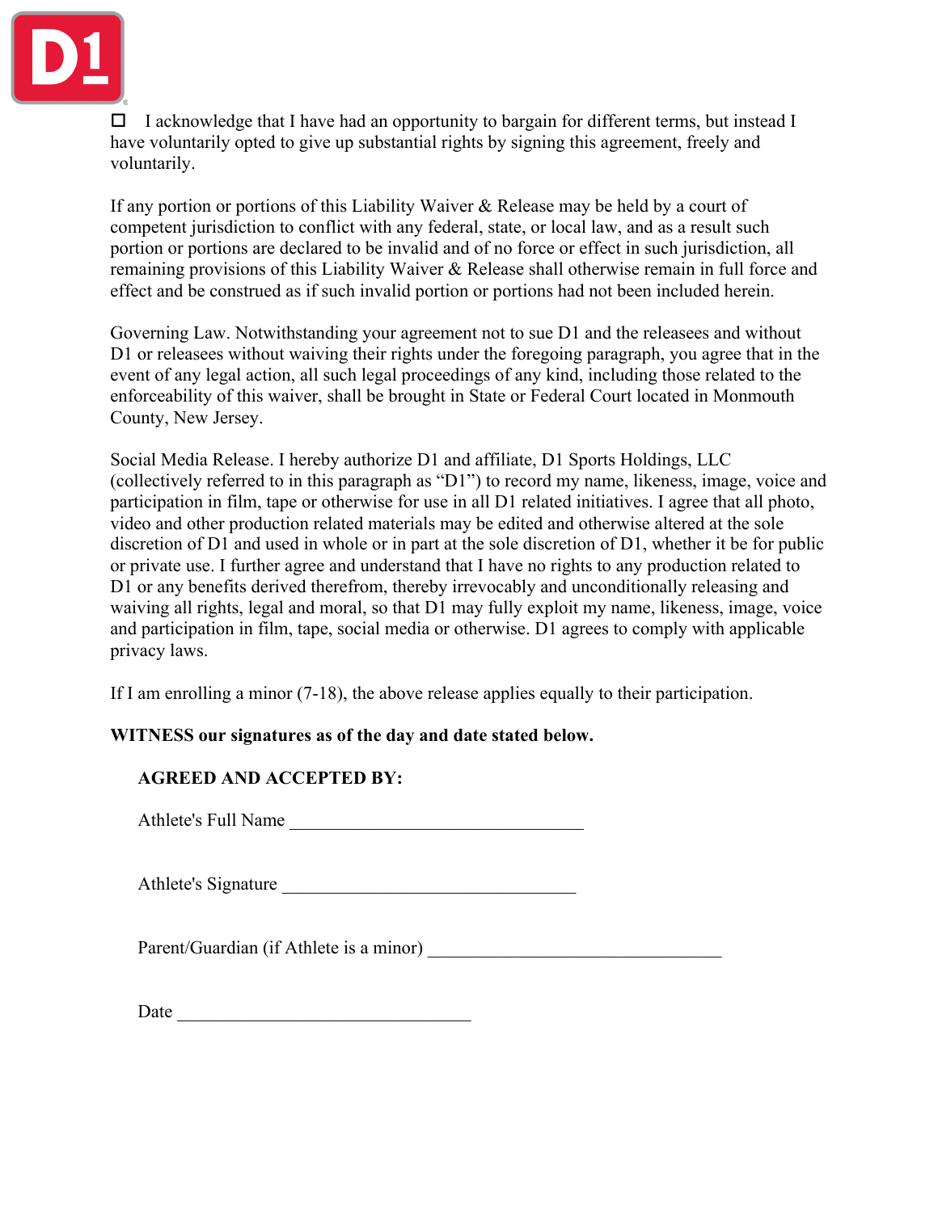☐ I acknowledge that I have had an opportunity to bargain for different terms, but instead I have voluntarily opted to give up substantial rights by signing this agreement, freely and voluntarily.

If any portion or portions of this Liability Waiver & Release may be held by a court of competent jurisdiction to conflict with any federal, state, or local law, and as a result such portion or portions are declared to be invalid and of no force or effect in such jurisdiction, all remaining provisions of this Liability Waiver & Release shall otherwise remain in full force and effect and be construed as if such invalid portion or portions had not been included herein.

Governing Law. Notwithstanding your agreement not to sue D1 and the releasees and without D1 or releasees without waiving their rights under the foregoing paragraph, you agree that in the event of any legal action, all such legal proceedings of any kind, including those related to the enforceability of this waiver, shall be brought in State or Federal Court located in Monmouth County, New Jersey.

Social Media Release. I hereby authorize D1 and affiliate, D1 Sports Holdings, LLC (collectively referred to in this paragraph as "D1") to record my name, likeness, image, voice and participation in film, tape or otherwise for use in all D1 related initiatives. I agree that all photo, video and other production related materials may be edited and otherwise altered at the sole discretion of D1 and used in whole or in part at the sole discretion of D1, whether it be for public or private use. I further agree and understand that I have no rights to any production related to D1 or any benefits derived therefrom, thereby irrevocably and unconditionally releasing and waiving all rights, legal and moral, so that D1 may fully exploit my name, likeness, image, voice and participation in film, tape, social media or otherwise. D1 agrees to comply with applicable privacy laws.

If I am enrolling a minor (7-18), the above release applies equally to their participation.

**WITNESS our signatures as of the day and date stated below.**

**AGREED AND ACCEPTED BY:**

Athlete's Full Name ________________________________

Athlete's Signature ________________________________

Parent/Guardian (if Athlete is a minor) ________________________________

Date ________________________________